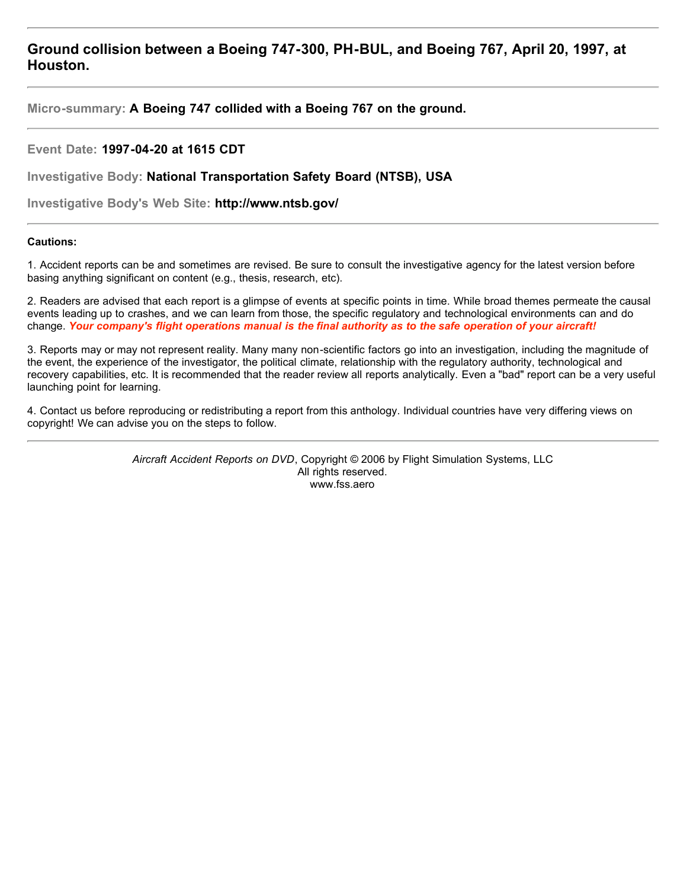# Ground collision between a Boeing 747-300, PH-BUL, and Boeing 767, April 20, 1997, at Houston.

---

**Micro-summary:** **A Boeing 747 collided with a Boeing 767 on the ground.**

---

**Event Date:** **1997-04-20 at 1615 CDT**

**Investigative Body:** **National Transportation Safety Board (NTSB), USA**

**Investigative Body's Web Site:** **http://www.ntsb.gov/**

---

**Cautions:**

1. Accident reports can be and sometimes are revised. Be sure to consult the investigative agency for the latest version before basing anything significant on content (e.g., thesis, research, etc).

2. Readers are advised that each report is a glimpse of events at specific points in time. While broad themes permeate the causal events leading up to crashes, and we can learn from those, the specific regulatory and technological environments can and do change. ***Your company's flight operations manual is the final authority as to the safe operation of your aircraft!***

3. Reports may or may not represent reality. Many many non-scientific factors go into an investigation, including the magnitude of the event, the experience of the investigator, the political climate, relationship with the regulatory authority, technological and recovery capabilities, etc. It is recommended that the reader review all reports analytically. Even a "bad" report can be a very useful launching point for learning.

4. Contact us before reproducing or redistributing a report from this anthology. Individual countries have very differing views on copyright! We can advise you on the steps to follow.

---

*Aircraft Accident Reports on DVD*, Copyright © 2006 by Flight Simulation Systems, LLC
All rights reserved.
www.fss.aero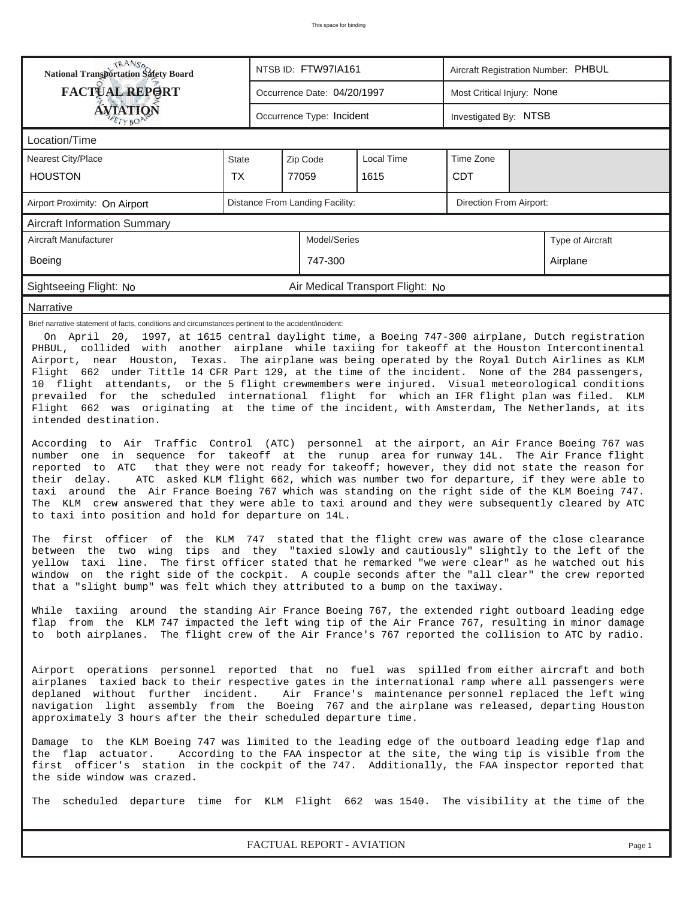This space for binding

| National Transportation Safety Board **FACTUAL REPORT** **AVIATION** | NTSB ID: FTW97IA161 | Aircraft Registration Number: PHBUL |
|---|---|---|
| | Occurrence Date: 04/20/1997 | Most Critical Injury: None |
| | Occurrence Type: Incident | Investigated By: NTSB |

## Location/Time

| Nearest City/Place | State | Zip Code | Local Time | Time Zone |
|---|---|---|---|---|
| HOUSTON | TX | 77059 | 1615 | CDT |

| Airport Proximity: On Airport | Distance From Landing Facility: | Direction From Airport: |
|---|---|---|

## Aircraft Information Summary

| Aircraft Manufacturer | Model/Series | Type of Aircraft |
|---|---|---|
| Boeing | 747-300 | Airplane |

Sightseeing Flight: No | Air Medical Transport Flight: No

## Narrative

Brief narrative statement of facts, conditions and circumstances pertinent to the accident/incident:

On April 20, 1997, at 1615 central daylight time, a Boeing 747-300 airplane, Dutch registration PHBUL, collided with another airplane while taxiing for takeoff at the Houston Intercontinental Airport, near Houston, Texas. The airplane was being operated by the Royal Dutch Airlines as KLM Flight 662 under Tittle 14 CFR Part 129, at the time of the incident. None of the 284 passengers, 10 flight attendants, or the 5 flight crewmembers were injured. Visual meteorological conditions prevailed for the scheduled international flight for which an IFR flight plan was filed. KLM Flight 662 was originating at the time of the incident, with Amsterdam, The Netherlands, at its intended destination.

According to Air Traffic Control (ATC) personnel at the airport, an Air France Boeing 767 was number one in sequence for takeoff at the runup area for runway 14L. The Air France flight reported to ATC that they were not ready for takeoff; however, they did not state the reason for their delay. ATC asked KLM flight 662, which was number two for departure, if they were able to taxi around the Air France Boeing 767 which was standing on the right side of the KLM Boeing 747. The KLM crew answered that they were able to taxi around and they were subsequently cleared by ATC to taxi into position and hold for departure on 14L.

The first officer of the KLM 747 stated that the flight crew was aware of the close clearance between the two wing tips and they "taxied slowly and cautiously" slightly to the left of the yellow taxi line. The first officer stated that he remarked "we were clear" as he watched out his window on the right side of the cockpit. A couple seconds after the "all clear" the crew reported that a "slight bump" was felt which they attributed to a bump on the taxiway.

While taxiing around the standing Air France Boeing 767, the extended right outboard leading edge flap from the KLM 747 impacted the left wing tip of the Air France 767, resulting in minor damage to both airplanes. The flight crew of the Air France's 767 reported the collision to ATC by radio.

Airport operations personnel reported that no fuel was spilled from either aircraft and both airplanes taxied back to their respective gates in the international ramp where all passengers were deplaned without further incident. Air France's maintenance personnel replaced the left wing navigation light assembly from the Boeing 767 and the airplane was released, departing Houston approximately 3 hours after the their scheduled departure time.

Damage to the KLM Boeing 747 was limited to the leading edge of the outboard leading edge flap and the flap actuator. According to the FAA inspector at the site, the wing tip is visible from the first officer's station in the cockpit of the 747. Additionally, the FAA inspector reported that the side window was crazed.

The scheduled departure time for KLM Flight 662 was 1540. The visibility at the time of the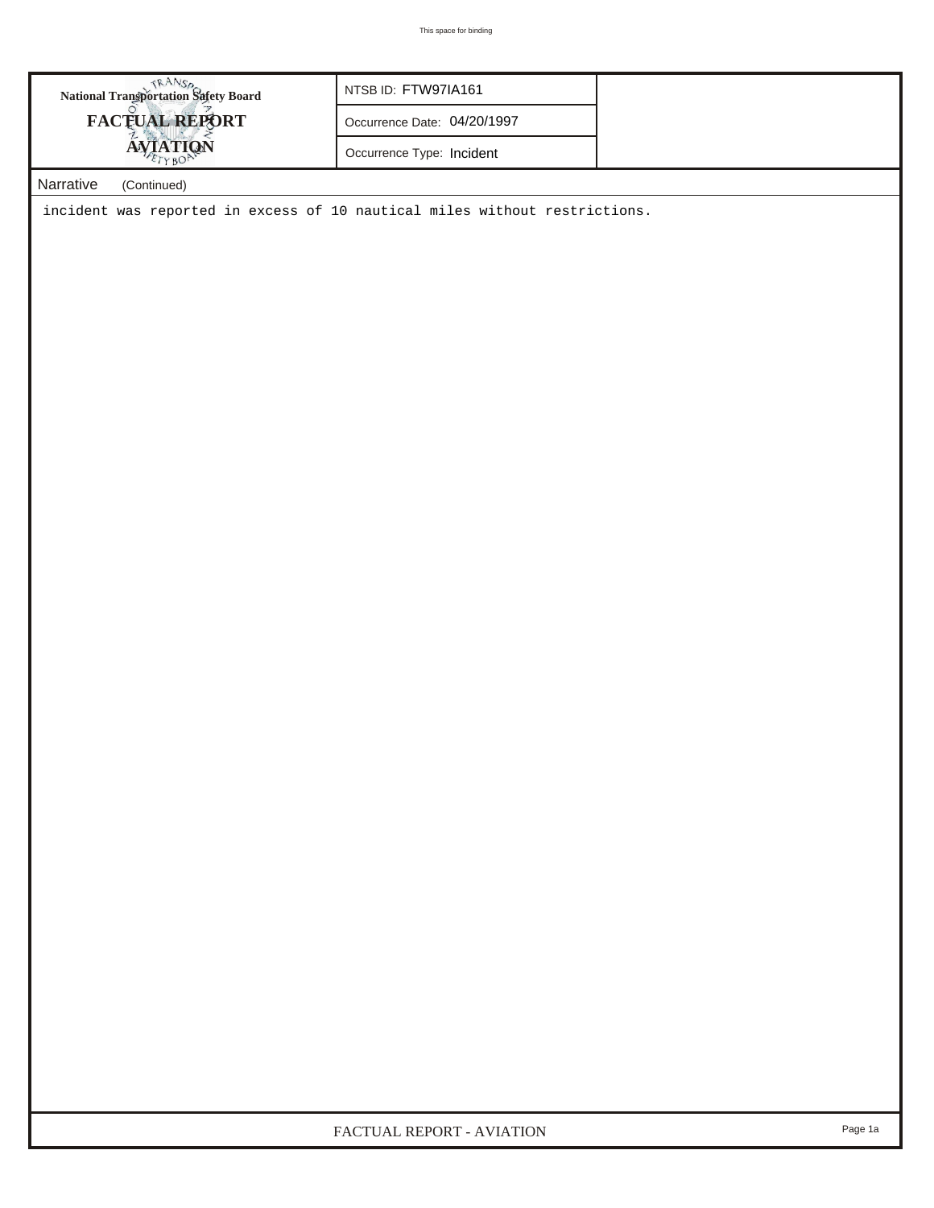**National Transportation Safety Board**
**FACTUAL REPORT**
**AVIATION**

| NTSB ID: FTW97IA161 |
| --- |
| Occurrence Date: 04/20/1997 |
| Occurrence Type: Incident |

Narrative (Continued)

incident was reported in excess of 10 nautical miles without restrictions.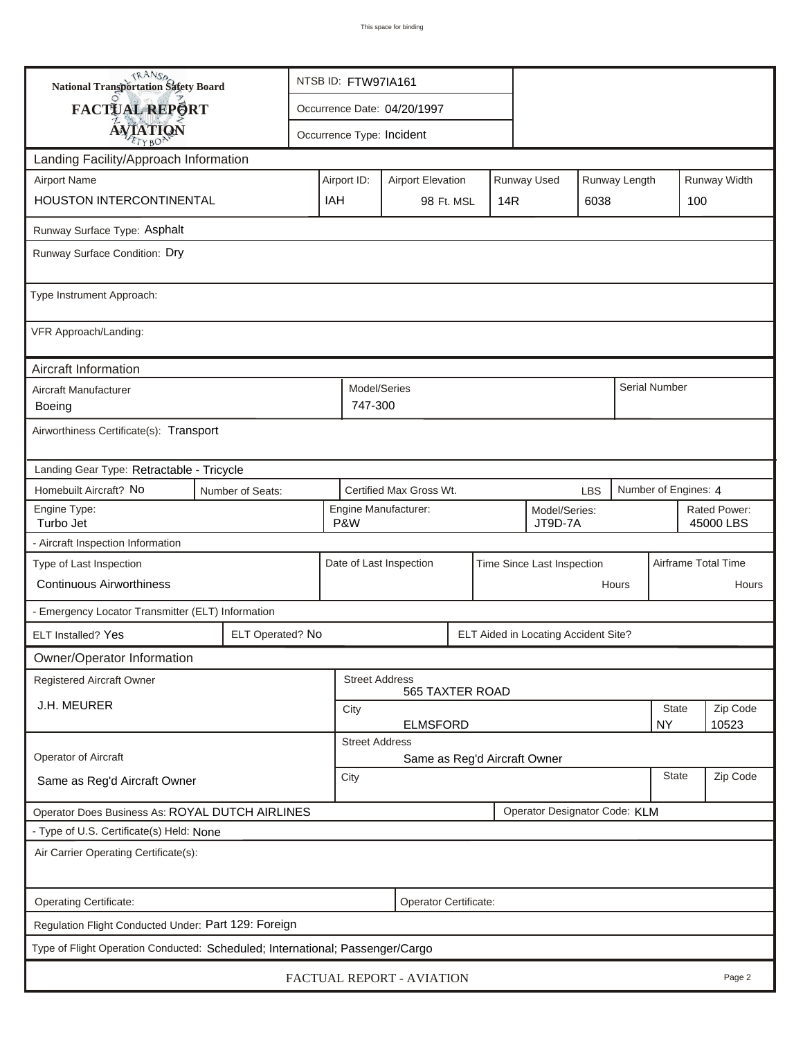This space for binding

**National Transportation Safety Board**

**FACTUAL REPORT**

**AVIATION**

| | |
|---|---|
| NTSB ID: FTW97IA161 | |
| Occurrence Date: 04/20/1997 | |
| Occurrence Type: Incident | |

## Landing Facility/Approach Information

| Airport Name | Airport ID: | Airport Elevation | Runway Used | Runway Length | Runway Width |
|---|---|---|---|---|---|
| HOUSTON INTERCONTINENTAL | IAH | 98 Ft. MSL | 14R | 6038 | 100 |

Runway Surface Type: Asphalt

Runway Surface Condition: Dry

Type Instrument Approach:

VFR Approach/Landing:

## Aircraft Information

| Aircraft Manufacturer | Model/Series | Serial Number |
|---|---|---|
| Boeing | 747-300 | |

Airworthiness Certificate(s): Transport

Landing Gear Type: Retractable - Tricycle

| Homebuilt Aircraft? No | Number of Seats: | Certified Max Gross Wt. LBS | Number of Engines: 4 |
|---|---|---|---|

| Engine Type: | Engine Manufacturer: | Model/Series: | Rated Power: |
|---|---|---|---|
| Turbo Jet | P&W | JT9D-7A | 45000 LBS |

- Aircraft Inspection Information

| Type of Last Inspection | Date of Last Inspection | Time Since Last Inspection | Airframe Total Time |
|---|---|---|---|
| Continuous Airworthiness | | Hours | Hours |

- Emergency Locator Transmitter (ELT) Information

| ELT Installed? Yes | ELT Operated? No | ELT Aided in Locating Accident Site? |
|---|---|---|

## Owner/Operator Information

| Registered Aircraft Owner | Street Address | | |
|---|---|---|---|
| J.H. MEURER | 565 TAXTER ROAD | | |
| | City | State | Zip Code |
| | ELMSFORD | NY | 10523 |

| Operator of Aircraft | Street Address | | |
|---|---|---|---|
| Same as Reg'd Aircraft Owner | Same as Reg'd Aircraft Owner | | |
| | City | State | Zip Code |

Operator Does Business As: ROYAL DUTCH AIRLINES | Operator Designator Code: KLM

- Type of U.S. Certificate(s) Held: None

Air Carrier Operating Certificate(s):

Operating Certificate: | Operator Certificate:

Regulation Flight Conducted Under: Part 129: Foreign

Type of Flight Operation Conducted: Scheduled; International; Passenger/Cargo

FACTUAL REPORT - AVIATION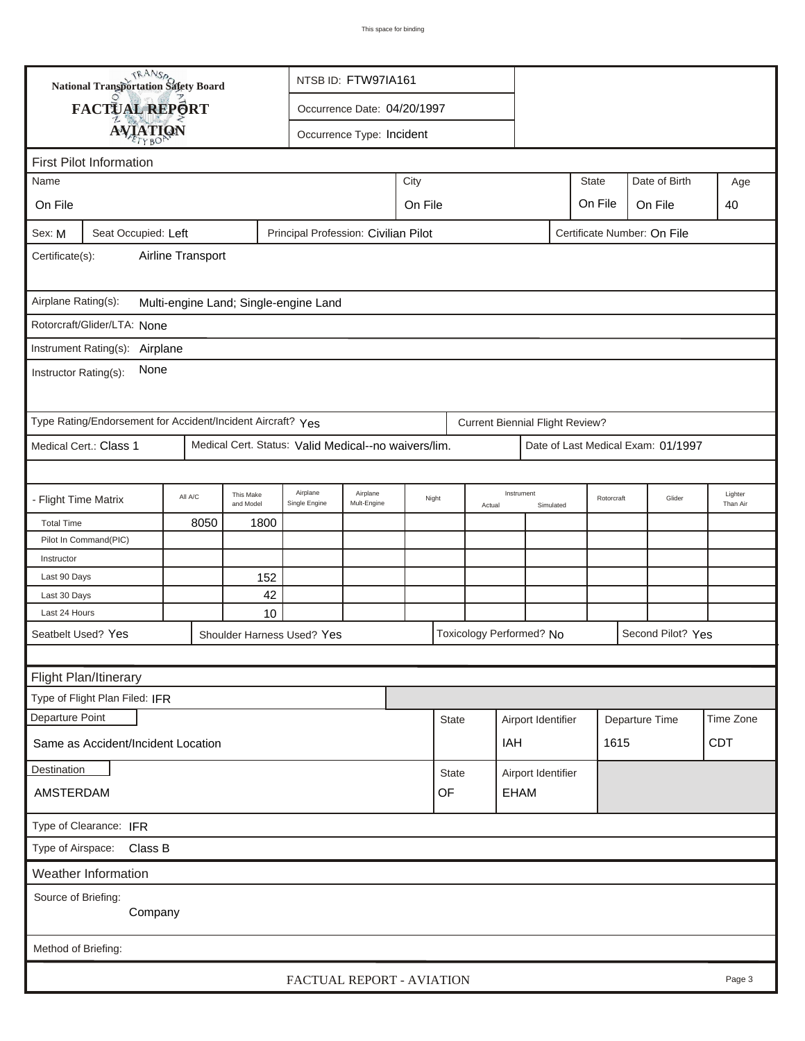This space for binding

**National Transportation Safety Board**

**FACTUAL REPORT**

**AVIATION**

NTSB ID: FTW97IA161

Occurrence Date: 04/20/1997

Occurrence Type: Incident

## First Pilot Information

| Name | City | State | Date of Birth | Age |
|---|---|---|---|---|
| On File | On File | On File | On File | 40 |

Sex: M | Seat Occupied: Left | Principal Profession: Civilian Pilot | Certificate Number: On File

Certificate(s): Airline Transport

Airplane Rating(s): Multi-engine Land; Single-engine Land

Rotorcraft/Glider/LTA: None

Instrument Rating(s): Airplane

Instructor Rating(s): None

Type Rating/Endorsement for Accident/Incident Aircraft? Yes | Current Biennial Flight Review?

Medical Cert.: Class 1 | Medical Cert. Status: Valid Medical--no waivers/lim. | Date of Last Medical Exam: 01/1997

| - Flight Time Matrix | All A/C | This Make and Model | Airplane Single Engine | Airplane Mult-Engine | Night | Instrument Actual | Instrument Simulated | Rotorcraft | Glider | Lighter Than Air |
|---|---|---|---|---|---|---|---|---|---|---|
| Total Time | 8050 | 1800 | | | | | | | | |
| Pilot In Command(PIC) | | | | | | | | | | |
| Instructor | | | | | | | | | | |
| Last 90 Days | | 152 | | | | | | | | |
| Last 30 Days | | 42 | | | | | | | | |
| Last 24 Hours | | 10 | | | | | | | | |

Seatbelt Used? Yes | Shoulder Harness Used? Yes | Toxicology Performed? No | Second Pilot? Yes

## Flight Plan/Itinerary

Type of Flight Plan Filed: IFR

| Departure Point | State | Airport Identifier | Departure Time | Time Zone |
|---|---|---|---|---|
| Same as Accident/Incident Location | | IAH | 1615 | CDT |

| Destination | State | Airport Identifier |
|---|---|---|
| AMSTERDAM | OF | EHAM |

Type of Clearance: IFR

Type of Airspace: Class B

## Weather Information

Source of Briefing: Company

Method of Briefing:

FACTUAL REPORT - AVIATION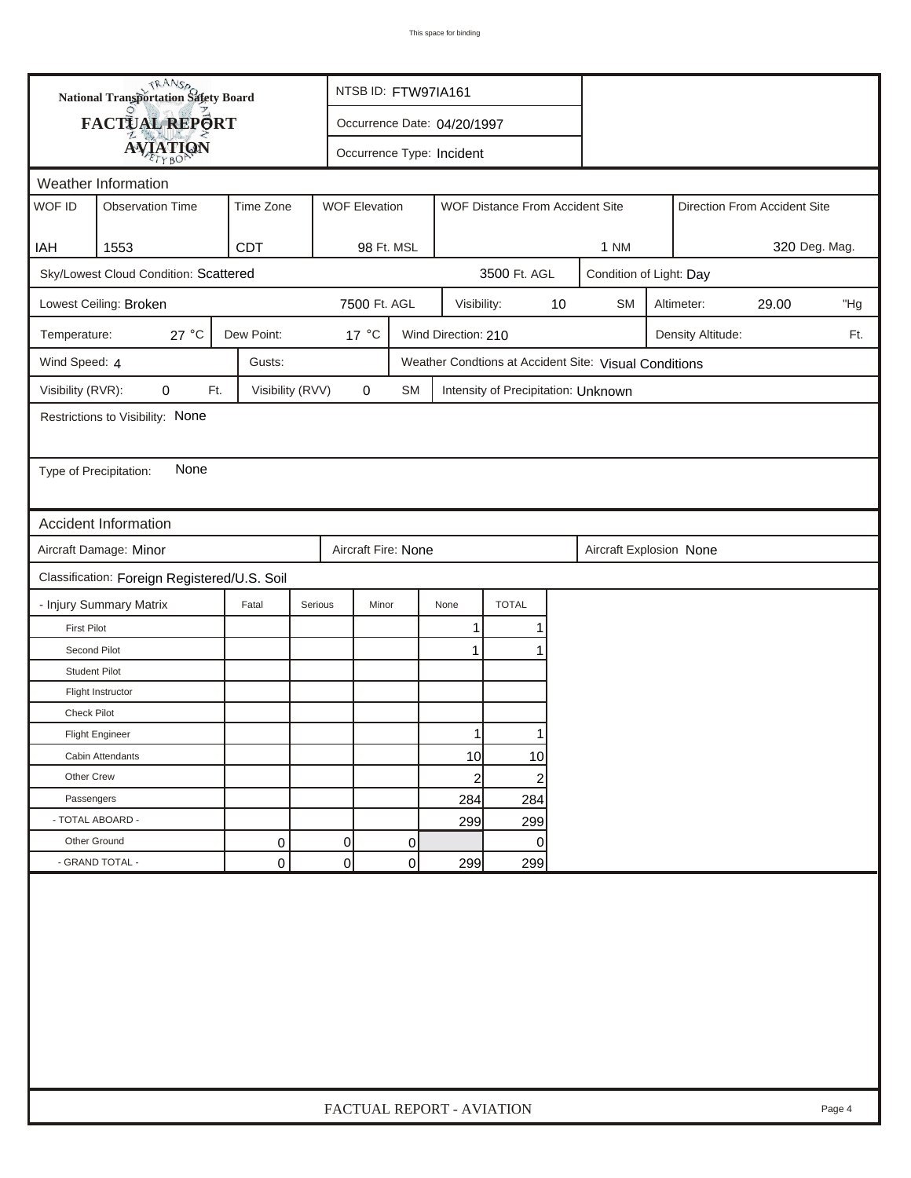**National Transportation Safety Board**

**FACTUAL REPORT**

**AVIATION**

NTSB ID: FTW97IA161

Occurrence Date: 04/20/1997

Occurrence Type: Incident

## Weather Information

| WOF ID | Observation Time | Time Zone | WOF Elevation | WOF Distance From Accident Site | Direction From Accident Site |
|---|---|---|---|---|---|
| IAH | 1553 | CDT | 98 Ft. MSL | 1 NM | 320 Deg. Mag. |

Sky/Lowest Cloud Condition: Scattered — 3500 Ft. AGL — Condition of Light: Day

Lowest Ceiling: Broken — 7500 Ft. AGL — Visibility: 10 SM — Altimeter: 29.00 "Hg

Temperature: 27 °C — Dew Point: 17 °C — Wind Direction: 210 — Density Altitude: Ft.

Wind Speed: 4 — Gusts: — Weather Condtions at Accident Site: Visual Conditions

Visibility (RVR): 0 Ft. — Visibility (RVV) 0 SM — Intensity of Precipitation: Unknown

Restrictions to Visibility: None

Type of Precipitation: None

## Accident Information

Aircraft Damage: Minor — Aircraft Fire: None — Aircraft Explosion None

Classification: Foreign Registered/U.S. Soil

| - Injury Summary Matrix | Fatal | Serious | Minor | None | TOTAL |
|---|---|---|---|---|---|
| First Pilot | | | | 1 | 1 |
| Second Pilot | | | | 1 | 1 |
| Student Pilot | | | | | |
| Flight Instructor | | | | | |
| Check Pilot | | | | | |
| Flight Engineer | | | | 1 | 1 |
| Cabin Attendants | | | | 10 | 10 |
| Other Crew | | | | 2 | 2 |
| Passengers | | | | 284 | 284 |
| - TOTAL ABOARD - | | | | 299 | 299 |
| Other Ground | 0 | 0 | 0 | | 0 |
| - GRAND TOTAL - | 0 | 0 | 0 | 299 | 299 |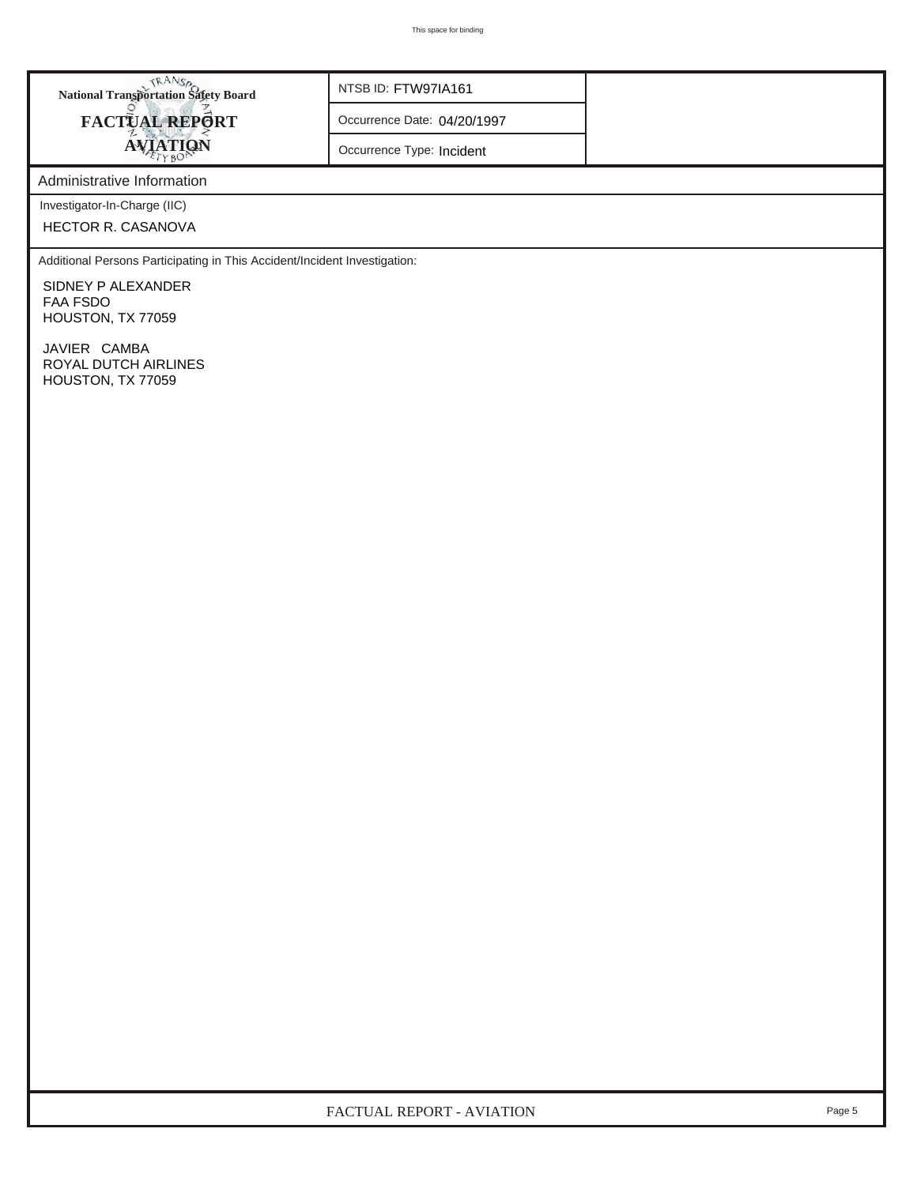**National Transportation Safety Board**

**FACTUAL REPORT**

**AVIATION**

| | |
|---|---|
| NTSB ID: FTW97IA161 | |
| Occurrence Date: 04/20/1997 | |
| Occurrence Type: Incident | |

## Administrative Information

Investigator-In-Charge (IIC)

HECTOR R. CASANOVA

Additional Persons Participating in This Accident/Incident Investigation:

SIDNEY P ALEXANDER
FAA FSDO
HOUSTON, TX 77059

JAVIER CAMBA
ROYAL DUTCH AIRLINES
HOUSTON, TX 77059